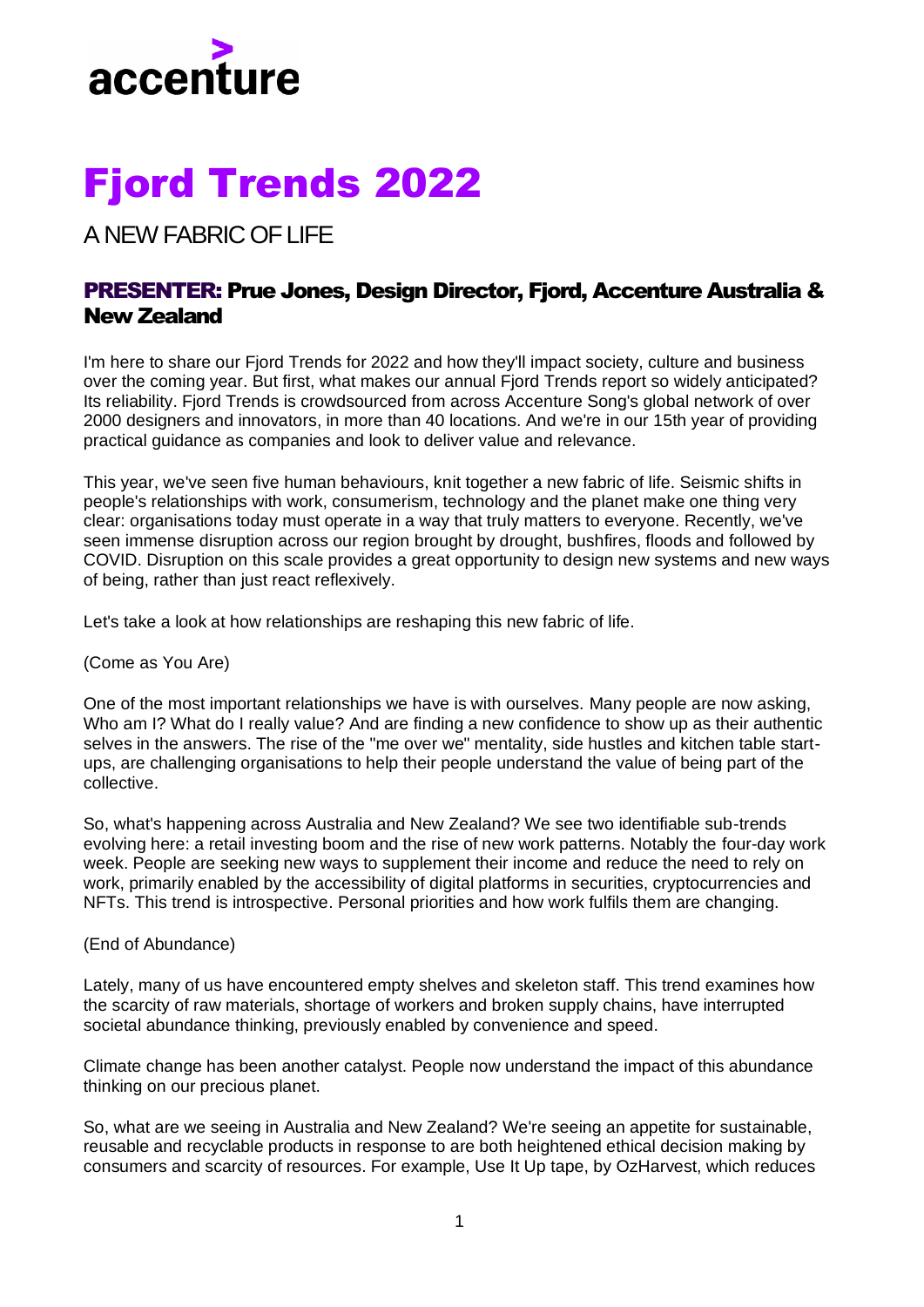accenture

# Fjord Trends 2022

## A NEW FABRIC OF LIFE

### PRESENTER: Prue Jones, Design Director, Fjord, Accenture Australia & New Zealand

I'm here to share our Fjord Trends for 2022 and how they'll impact society, culture and business over the coming year. But first, what makes our annual Fjord Trends report so widely anticipated? Its reliability. Fjord Trends is crowdsourced from across Accenture Song's global network of over 2000 designers and innovators, in more than 40 locations. And we're in our 15th year of providing practical guidance as companies and look to deliver value and relevance.

This year, we've seen five human behaviours, knit together a new fabric of life. Seismic shifts in people's relationships with work, consumerism, technology and the planet make one thing very clear: organisations today must operate in a way that truly matters to everyone. Recently, we've seen immense disruption across our region brought by drought, bushfires, floods and followed by COVID. Disruption on this scale provides a great opportunity to design new systems and new ways of being, rather than just react reflexively.

Let's take a look at how relationships are reshaping this new fabric of life.

(Come as You Are)

One of the most important relationships we have is with ourselves. Many people are now asking, Who am I? What do I really value? And are finding a new confidence to show up as their authentic selves in the answers. The rise of the "me over we" mentality, side hustles and kitchen table start-ups, are challenging organisations to help their people understand the value of being part of the collective.

So, what's happening across Australia and New Zealand? We see two identifiable sub-trends evolving here: a retail investing boom and the rise of new work patterns. Notably the four-day work week. People are seeking new ways to supplement their income and reduce the need to rely on work, primarily enabled by the accessibility of digital platforms in securities, cryptocurrencies and NFTs. This trend is introspective. Personal priorities and how work fulfils them are changing.

(End of Abundance)

Lately, many of us have encountered empty shelves and skeleton staff. This trend examines how the scarcity of raw materials, shortage of workers and broken supply chains, have interrupted societal abundance thinking, previously enabled by convenience and speed.

Climate change has been another catalyst. People now understand the impact of this abundance thinking on our precious planet.

So, what are we seeing in Australia and New Zealand? We're seeing an appetite for sustainable, reusable and recyclable products in response to are both heightened ethical decision making by consumers and scarcity of resources. For example, Use It Up tape, by OzHarvest, which reduces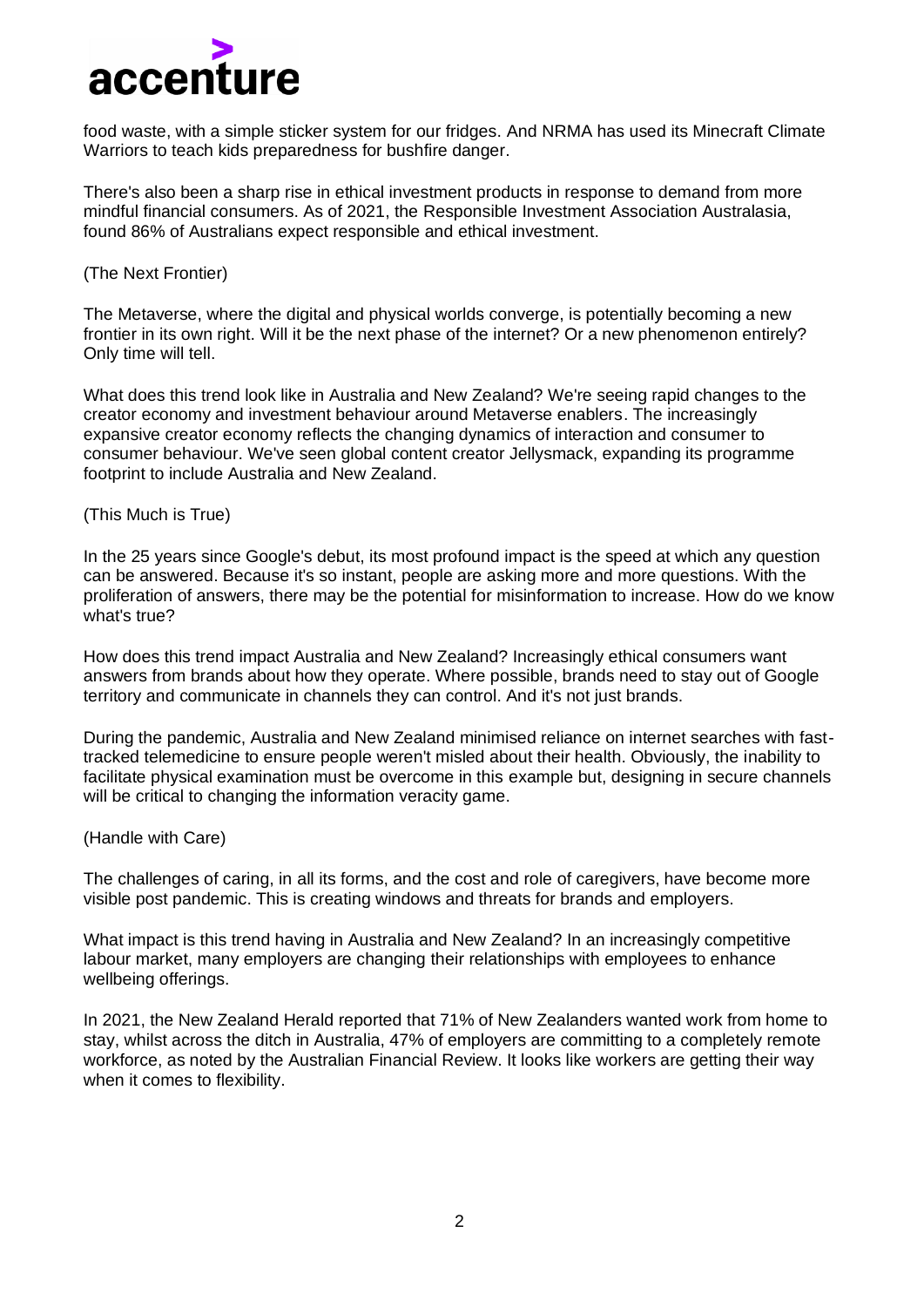food waste, with a simple sticker system for our fridges. And NRMA has used its Minecraft Climate Warriors to teach kids preparedness for bushfire danger.

There's also been a sharp rise in ethical investment products in response to demand from more mindful financial consumers. As of 2021, the Responsible Investment Association Australasia, found 86% of Australians expect responsible and ethical investment.

(The Next Frontier)

The Metaverse, where the digital and physical worlds converge, is potentially becoming a new frontier in its own right. Will it be the next phase of the internet? Or a new phenomenon entirely? Only time will tell.

What does this trend look like in Australia and New Zealand? We're seeing rapid changes to the creator economy and investment behaviour around Metaverse enablers. The increasingly expansive creator economy reflects the changing dynamics of interaction and consumer to consumer behaviour. We've seen global content creator Jellysmack, expanding its programme footprint to include Australia and New Zealand.

(This Much is True)

In the 25 years since Google's debut, its most profound impact is the speed at which any question can be answered. Because it's so instant, people are asking more and more questions. With the proliferation of answers, there may be the potential for misinformation to increase. How do we know what's true?

How does this trend impact Australia and New Zealand? Increasingly ethical consumers want answers from brands about how they operate. Where possible, brands need to stay out of Google territory and communicate in channels they can control. And it's not just brands.

During the pandemic, Australia and New Zealand minimised reliance on internet searches with fast-tracked telemedicine to ensure people weren't misled about their health. Obviously, the inability to facilitate physical examination must be overcome in this example but, designing in secure channels will be critical to changing the information veracity game.

(Handle with Care)

The challenges of caring, in all its forms, and the cost and role of caregivers, have become more visible post pandemic. This is creating windows and threats for brands and employers.

What impact is this trend having in Australia and New Zealand? In an increasingly competitive labour market, many employers are changing their relationships with employees to enhance wellbeing offerings.

In 2021, the New Zealand Herald reported that 71% of New Zealanders wanted work from home to stay, whilst across the ditch in Australia, 47% of employers are committing to a completely remote workforce, as noted by the Australian Financial Review. It looks like workers are getting their way when it comes to flexibility.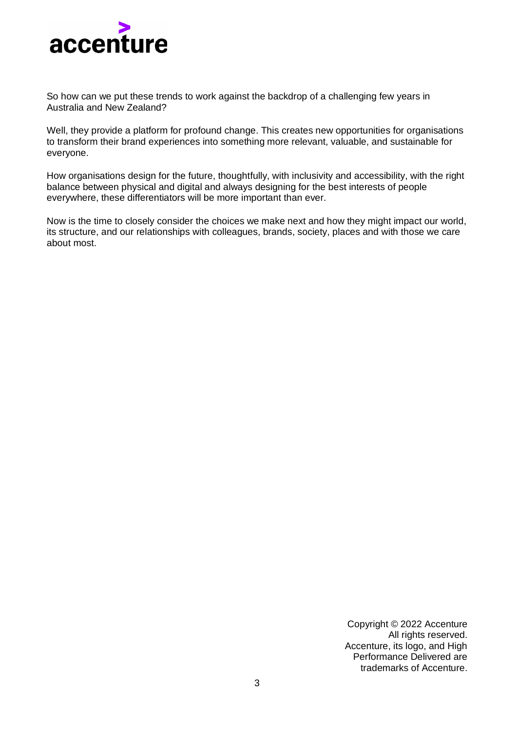So how can we put these trends to work against the backdrop of a challenging few years in Australia and New Zealand?

Well, they provide a platform for profound change. This creates new opportunities for organisations to transform their brand experiences into something more relevant, valuable, and sustainable for everyone.

How organisations design for the future, thoughtfully, with inclusivity and accessibility, with the right balance between physical and digital and always designing for the best interests of people everywhere, these differentiators will be more important than ever.

Now is the time to closely consider the choices we make next and how they might impact our world, its structure, and our relationships with colleagues, brands, society, places and with those we care about most.

Copyright © 2022 Accenture
All rights reserved.
Accenture, its logo, and High Performance Delivered are trademarks of Accenture.